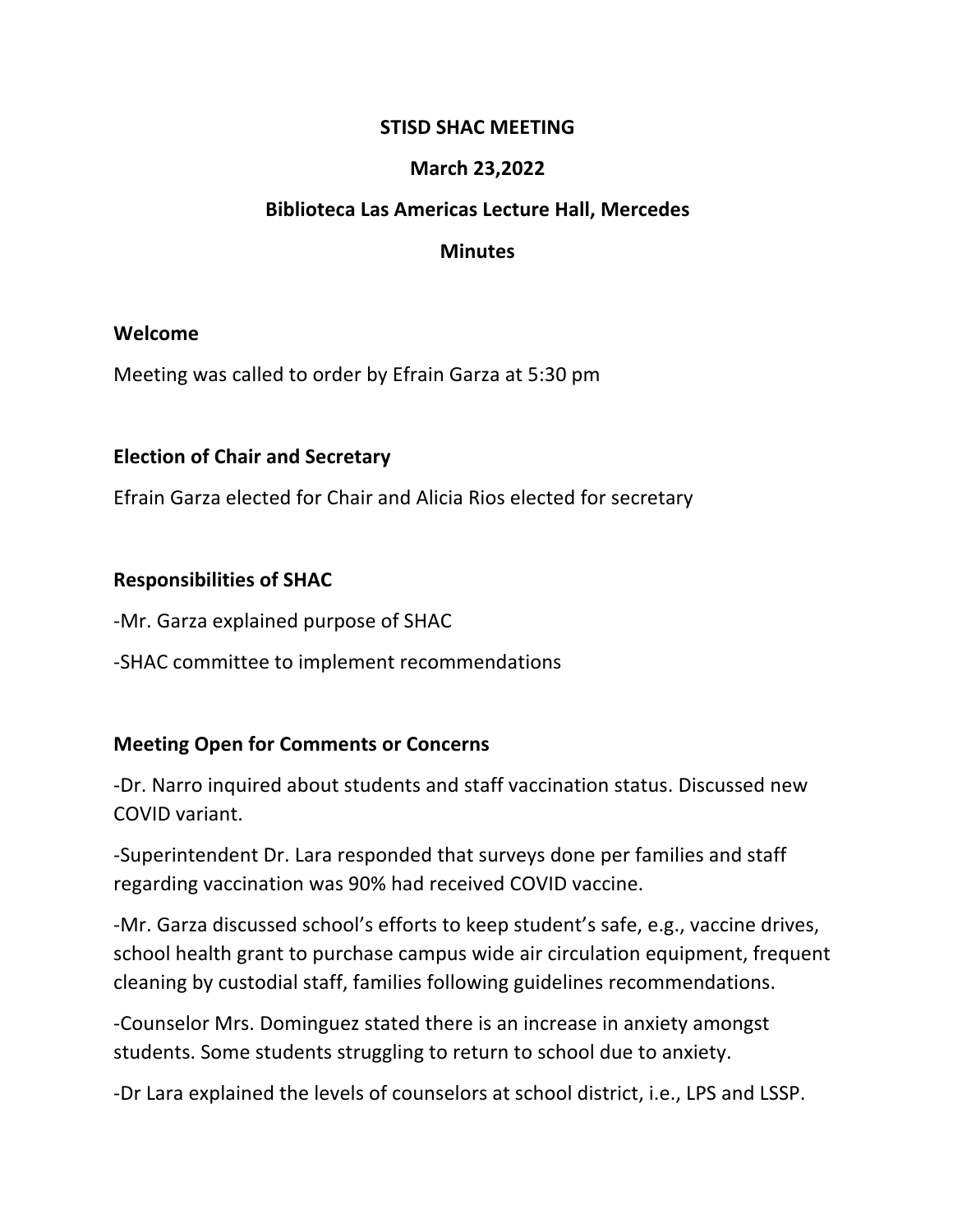**STISD SHAC MEETING**

**March 23,2022**

**Biblioteca Las Americas Lecture Hall, Mercedes**

**Minutes**

**Welcome**

Meeting was called to order by Efrain Garza at 5:30 pm

**Election of Chair and Secretary**

Efrain Garza elected for Chair and Alicia Rios elected for secretary

**Responsibilities of SHAC**

-Mr. Garza explained purpose of SHAC

-SHAC committee to implement recommendations

**Meeting Open for Comments or Concerns**

-Dr. Narro inquired about students and staff vaccination status. Discussed new COVID variant.

-Superintendent Dr. Lara responded that surveys done per families and staff regarding vaccination was 90% had received COVID vaccine.

-Mr. Garza discussed school's efforts to keep student's safe, e.g., vaccine drives, school health grant to purchase campus wide air circulation equipment, frequent cleaning by custodial staff, families following guidelines recommendations.

-Counselor Mrs. Dominguez stated there is an increase in anxiety amongst students. Some students struggling to return to school due to anxiety.

-Dr Lara explained the levels of counselors at school district, i.e., LPS and LSSP.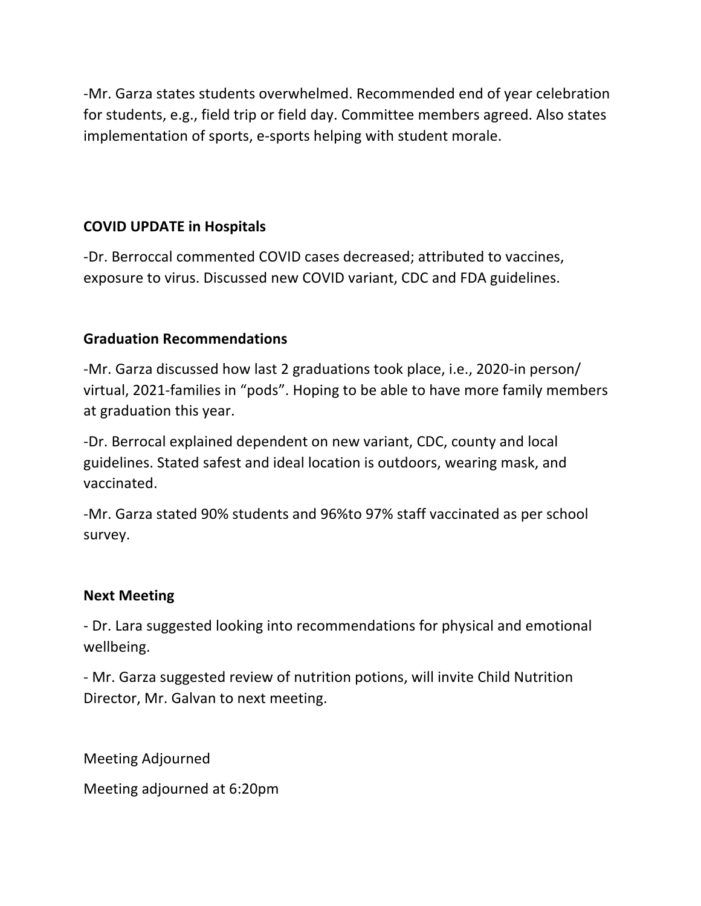-Mr. Garza states students overwhelmed. Recommended end of year celebration for students, e.g., field trip or field day. Committee members agreed. Also states implementation of sports, e-sports helping with student morale.

**COVID UPDATE in Hospitals**

-Dr. Berroccal commented COVID cases decreased; attributed to vaccines, exposure to virus. Discussed new COVID variant, CDC and FDA guidelines.

**Graduation Recommendations**

-Mr. Garza discussed how last 2 graduations took place, i.e., 2020-in person/ virtual, 2021-families in "pods". Hoping to be able to have more family members at graduation this year.

-Dr. Berrocal explained dependent on new variant, CDC, county and local guidelines. Stated safest and ideal location is outdoors, wearing mask, and vaccinated.

-Mr. Garza stated 90% students and 96%to 97% staff vaccinated as per school survey.

**Next Meeting**

- Dr. Lara suggested looking into recommendations for physical and emotional wellbeing.

- Mr. Garza suggested review of nutrition potions, will invite Child Nutrition Director, Mr. Galvan to next meeting.

Meeting Adjourned

Meeting adjourned at 6:20pm